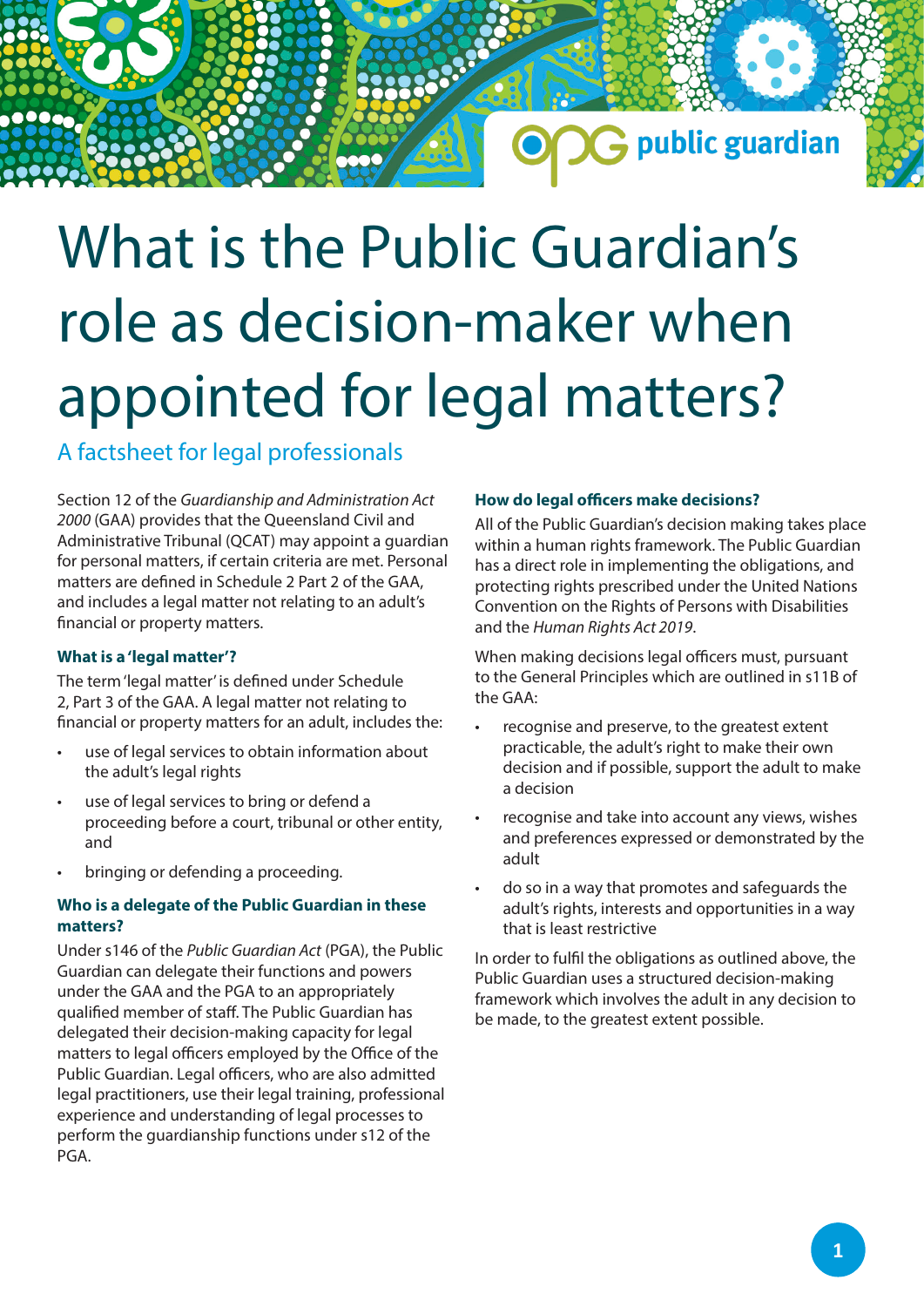# What is the Public Guardian's role as decision-maker when appointed for legal matters?

## A factsheet for legal professionals

Section 12 of the *Guardianship and Administration Act 2000* (GAA) provides that the Queensland Civil and Administrative Tribunal (QCAT) may appoint a guardian for personal matters, if certain criteria are met. Personal matters are defined in Schedule 2 Part 2 of the GAA, and includes a legal matter not relating to an adult's financial or property matters.

### What is a 'legal matter'?

The term 'legal matter' is defined under Schedule 2, Part 3 of the GAA. A legal matter not relating to financial or property matters for an adult, includes the:

- use of legal services to obtain information about the adult's legal rights
- use of legal services to bring or defend a proceeding before a court, tribunal or other entity, and
- bringing or defending a proceeding.

### Who is a delegate of the Public Guardian in these matters?

Under s146 of the *Public Guardian Act* (PGA), the Public Guardian can delegate their functions and powers under the GAA and the PGA to an appropriately qualified member of staff. The Public Guardian has delegated their decision-making capacity for legal matters to legal officers employed by the Office of the Public Guardian. Legal officers, who are also admitted legal practitioners, use their legal training, professional experience and understanding of legal processes to perform the guardianship functions under s12 of the PGA.

### How do legal officers make decisions?

All of the Public Guardian's decision making takes place within a human rights framework. The Public Guardian has a direct role in implementing the obligations, and protecting rights prescribed under the United Nations Convention on the Rights of Persons with Disabilities and the *Human Rights Act 2019*.

When making decisions legal officers must, pursuant to the General Principles which are outlined in s11B of the GAA:

- recognise and preserve, to the greatest extent practicable, the adult's right to make their own decision and if possible, support the adult to make a decision
- recognise and take into account any views, wishes and preferences expressed or demonstrated by the adult
- do so in a way that promotes and safeguards the adult's rights, interests and opportunities in a way that is least restrictive

In order to fulfil the obligations as outlined above, the Public Guardian uses a structured decision-making framework which involves the adult in any decision to be made, to the greatest extent possible.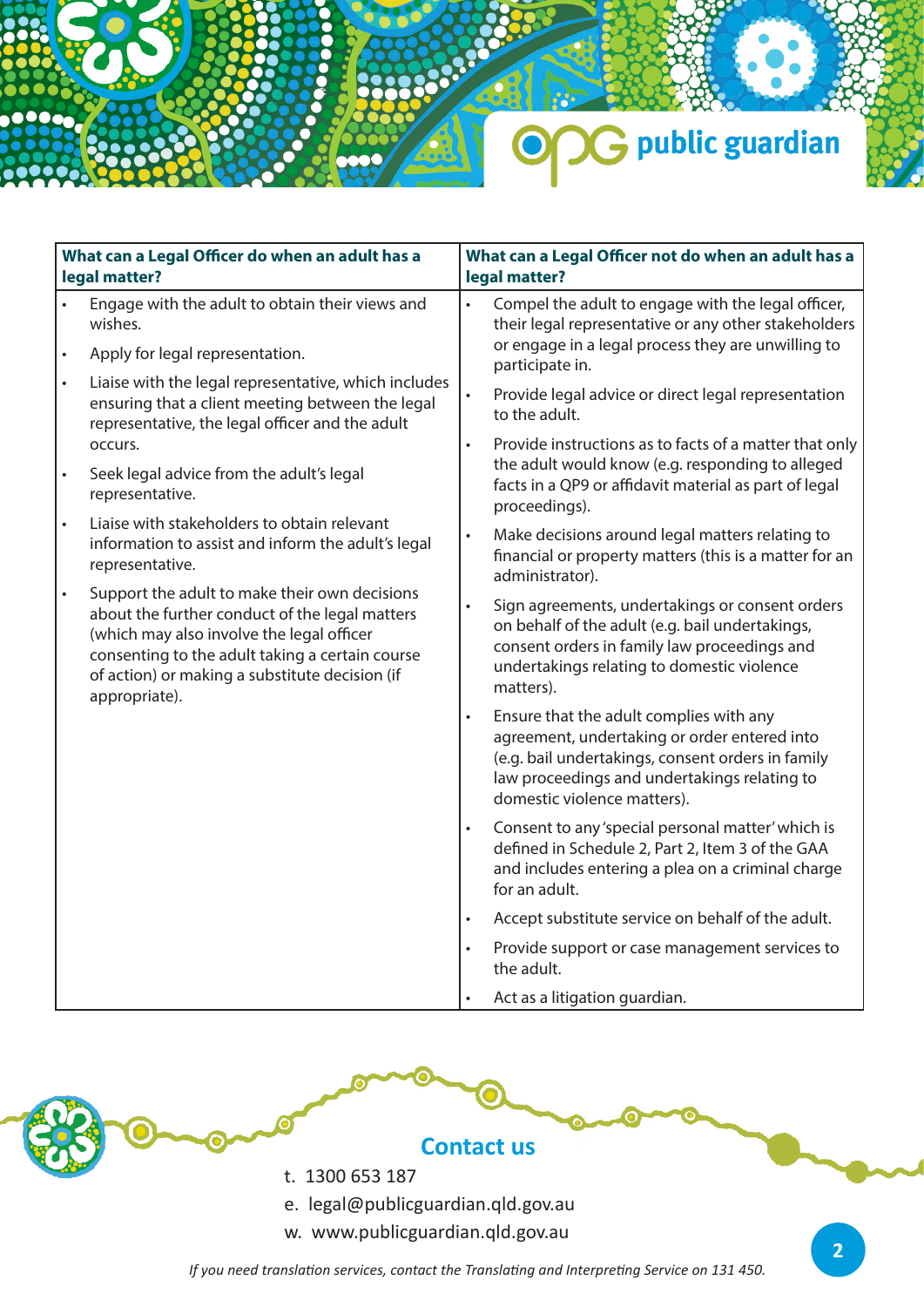| What can a Legal Officer do when an adult has a legal matter? | What can a Legal Officer not do when an adult has a legal matter? |
|---|---|
| • Engage with the adult to obtain their views and wishes.<br>• Apply for legal representation.<br>• Liaise with the legal representative, which includes ensuring that a client meeting between the legal representative, the legal officer and the adult occurs.<br>• Seek legal advice from the adult's legal representative.<br>• Liaise with stakeholders to obtain relevant information to assist and inform the adult's legal representative.<br>• Support the adult to make their own decisions about the further conduct of the legal matters (which may also involve the legal officer consenting to the adult taking a certain course of action) or making a substitute decision (if appropriate). | • Compel the adult to engage with the legal officer, their legal representative or any other stakeholders or engage in a legal process they are unwilling to participate in.<br>• Provide legal advice or direct legal representation to the adult.<br>• Provide instructions as to facts of a matter that only the adult would know (e.g. responding to alleged facts in a QP9 or affidavit material as part of legal proceedings).<br>• Make decisions around legal matters relating to financial or property matters (this is a matter for an administrator).<br>• Sign agreements, undertakings or consent orders on behalf of the adult (e.g. bail undertakings, consent orders in family law proceedings and undertakings relating to domestic violence matters).<br>• Ensure that the adult complies with any agreement, undertaking or order entered into (e.g. bail undertakings, consent orders in family law proceedings and undertakings relating to domestic violence matters).<br>• Consent to any 'special personal matter' which is defined in Schedule 2, Part 2, Item 3 of the GAA and includes entering a plea on a criminal charge for an adult.<br>• Accept substitute service on behalf of the adult.<br>• Provide support or case management services to the adult.<br>• Act as a litigation guardian. |

## Contact us

t. 1300 653 187

e. legal@publicguardian.qld.gov.au

w. www.publicguardian.qld.gov.au

*If you need translation services, contact the Translating and Interpreting Service on 131 450.*